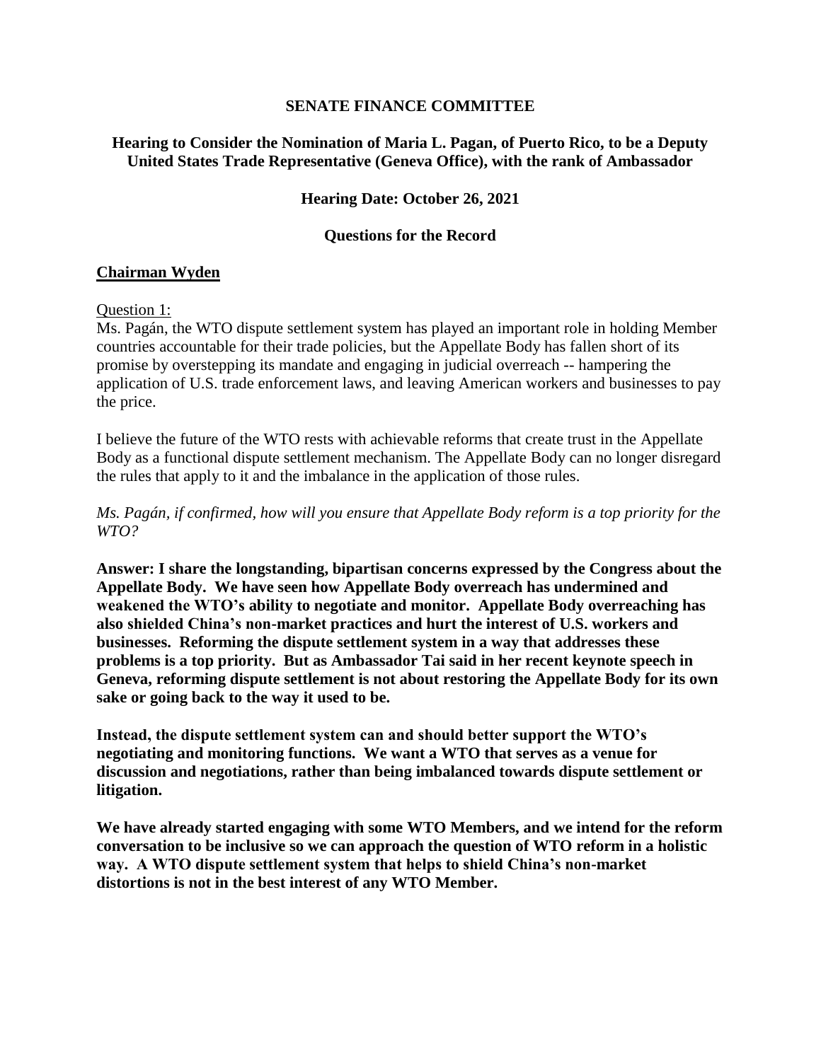**SENATE FINANCE COMMITTEE**

**Hearing to Consider the Nomination of Maria L. Pagan, of Puerto Rico, to be a Deputy United States Trade Representative (Geneva Office), with the rank of Ambassador**

**Hearing Date: October 26, 2021**

**Questions for the Record**

## Chairman Wyden

Question 1:

Ms. Pagán, the WTO dispute settlement system has played an important role in holding Member countries accountable for their trade policies, but the Appellate Body has fallen short of its promise by overstepping its mandate and engaging in judicial overreach -- hampering the application of U.S. trade enforcement laws, and leaving American workers and businesses to pay the price.

I believe the future of the WTO rests with achievable reforms that create trust in the Appellate Body as a functional dispute settlement mechanism. The Appellate Body can no longer disregard the rules that apply to it and the imbalance in the application of those rules.

*Ms. Pagán, if confirmed, how will you ensure that Appellate Body reform is a top priority for the WTO?*

**Answer: I share the longstanding, bipartisan concerns expressed by the Congress about the Appellate Body. We have seen how Appellate Body overreach has undermined and weakened the WTO's ability to negotiate and monitor. Appellate Body overreaching has also shielded China's non-market practices and hurt the interest of U.S. workers and businesses. Reforming the dispute settlement system in a way that addresses these problems is a top priority. But as Ambassador Tai said in her recent keynote speech in Geneva, reforming dispute settlement is not about restoring the Appellate Body for its own sake or going back to the way it used to be.**

**Instead, the dispute settlement system can and should better support the WTO's negotiating and monitoring functions. We want a WTO that serves as a venue for discussion and negotiations, rather than being imbalanced towards dispute settlement or litigation.**

**We have already started engaging with some WTO Members, and we intend for the reform conversation to be inclusive so we can approach the question of WTO reform in a holistic way. A WTO dispute settlement system that helps to shield China's non-market distortions is not in the best interest of any WTO Member.**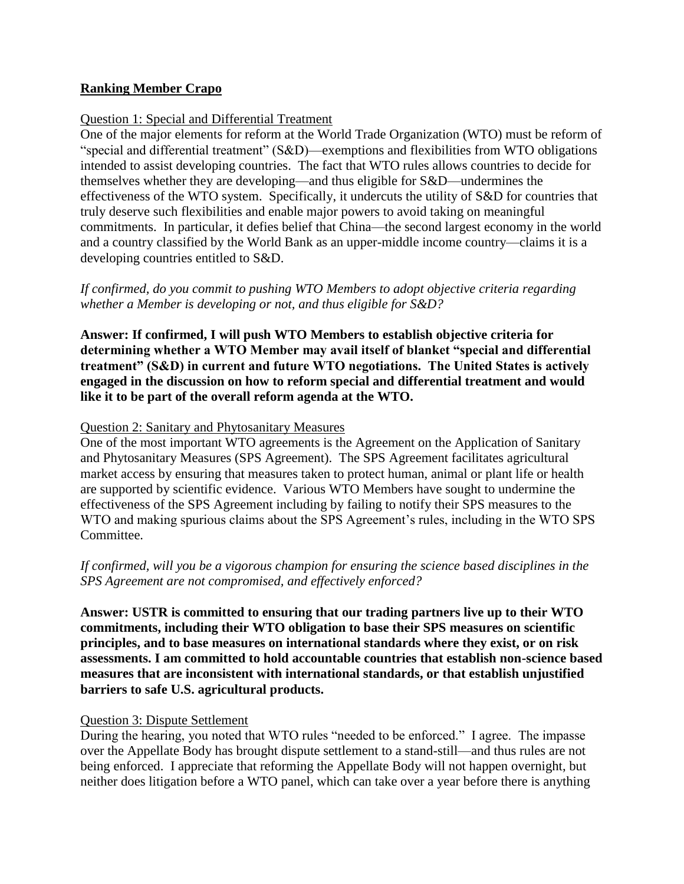**Ranking Member Crapo**

Question 1: Special and Differential Treatment

One of the major elements for reform at the World Trade Organization (WTO) must be reform of "special and differential treatment" (S&D)—exemptions and flexibilities from WTO obligations intended to assist developing countries. The fact that WTO rules allows countries to decide for themselves whether they are developing—and thus eligible for S&D—undermines the effectiveness of the WTO system. Specifically, it undercuts the utility of S&D for countries that truly deserve such flexibilities and enable major powers to avoid taking on meaningful commitments. In particular, it defies belief that China—the second largest economy in the world and a country classified by the World Bank as an upper-middle income country—claims it is a developing countries entitled to S&D.

*If confirmed, do you commit to pushing WTO Members to adopt objective criteria regarding whether a Member is developing or not, and thus eligible for S&D?*

**Answer: If confirmed, I will push WTO Members to establish objective criteria for determining whether a WTO Member may avail itself of blanket "special and differential treatment" (S&D) in current and future WTO negotiations. The United States is actively engaged in the discussion on how to reform special and differential treatment and would like it to be part of the overall reform agenda at the WTO.**

Question 2: Sanitary and Phytosanitary Measures

One of the most important WTO agreements is the Agreement on the Application of Sanitary and Phytosanitary Measures (SPS Agreement). The SPS Agreement facilitates agricultural market access by ensuring that measures taken to protect human, animal or plant life or health are supported by scientific evidence. Various WTO Members have sought to undermine the effectiveness of the SPS Agreement including by failing to notify their SPS measures to the WTO and making spurious claims about the SPS Agreement's rules, including in the WTO SPS Committee.

*If confirmed, will you be a vigorous champion for ensuring the science based disciplines in the SPS Agreement are not compromised, and effectively enforced?*

**Answer: USTR is committed to ensuring that our trading partners live up to their WTO commitments, including their WTO obligation to base their SPS measures on scientific principles, and to base measures on international standards where they exist, or on risk assessments. I am committed to hold accountable countries that establish non-science based measures that are inconsistent with international standards, or that establish unjustified barriers to safe U.S. agricultural products.**

Question 3: Dispute Settlement

During the hearing, you noted that WTO rules "needed to be enforced." I agree. The impasse over the Appellate Body has brought dispute settlement to a stand-still—and thus rules are not being enforced. I appreciate that reforming the Appellate Body will not happen overnight, but neither does litigation before a WTO panel, which can take over a year before there is anything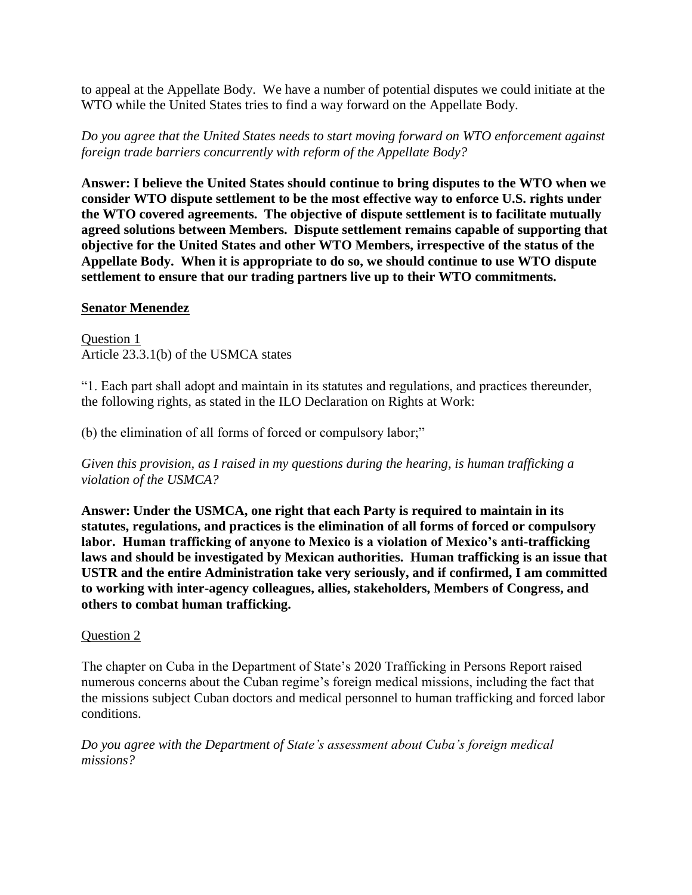to appeal at the Appellate Body. We have a number of potential disputes we could initiate at the WTO while the United States tries to find a way forward on the Appellate Body.

*Do you agree that the United States needs to start moving forward on WTO enforcement against foreign trade barriers concurrently with reform of the Appellate Body?*

**Answer: I believe the United States should continue to bring disputes to the WTO when we consider WTO dispute settlement to be the most effective way to enforce U.S. rights under the WTO covered agreements. The objective of dispute settlement is to facilitate mutually agreed solutions between Members. Dispute settlement remains capable of supporting that objective for the United States and other WTO Members, irrespective of the status of the Appellate Body. When it is appropriate to do so, we should continue to use WTO dispute settlement to ensure that our trading partners live up to their WTO commitments.**

**Senator Menendez**

Question 1

Article 23.3.1(b) of the USMCA states

"1. Each part shall adopt and maintain in its statutes and regulations, and practices thereunder, the following rights, as stated in the ILO Declaration on Rights at Work:

(b) the elimination of all forms of forced or compulsory labor;"

*Given this provision, as I raised in my questions during the hearing, is human trafficking a violation of the USMCA?*

**Answer: Under the USMCA, one right that each Party is required to maintain in its statutes, regulations, and practices is the elimination of all forms of forced or compulsory labor. Human trafficking of anyone to Mexico is a violation of Mexico's anti-trafficking laws and should be investigated by Mexican authorities. Human trafficking is an issue that USTR and the entire Administration take very seriously, and if confirmed, I am committed to working with inter-agency colleagues, allies, stakeholders, Members of Congress, and others to combat human trafficking.**

Question 2

The chapter on Cuba in the Department of State's 2020 Trafficking in Persons Report raised numerous concerns about the Cuban regime's foreign medical missions, including the fact that the missions subject Cuban doctors and medical personnel to human trafficking and forced labor conditions.

*Do you agree with the Department of State's assessment about Cuba's foreign medical missions?*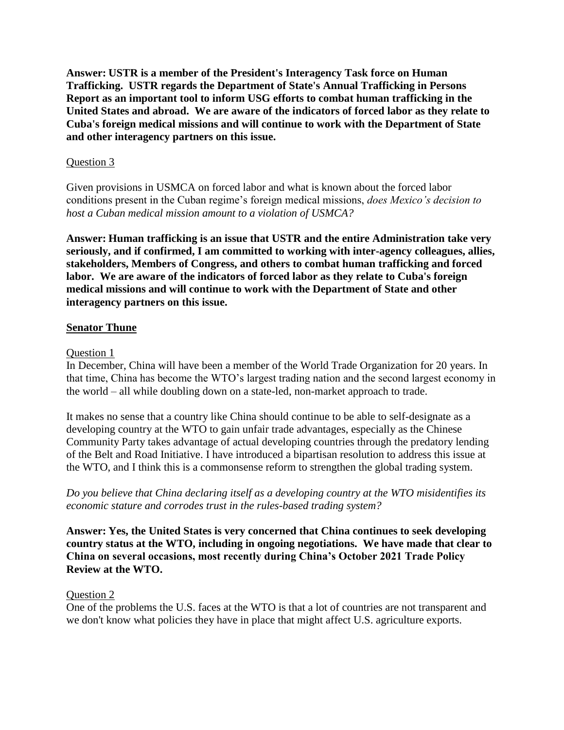**Answer: USTR is a member of the President's Interagency Task force on Human Trafficking. USTR regards the Department of State's Annual Trafficking in Persons Report as an important tool to inform USG efforts to combat human trafficking in the United States and abroad. We are aware of the indicators of forced labor as they relate to Cuba's foreign medical missions and will continue to work with the Department of State and other interagency partners on this issue.**

Question 3

Given provisions in USMCA on forced labor and what is known about the forced labor conditions present in the Cuban regime's foreign medical missions, *does Mexico's decision to host a Cuban medical mission amount to a violation of USMCA?*

**Answer: Human trafficking is an issue that USTR and the entire Administration take very seriously, and if confirmed, I am committed to working with inter-agency colleagues, allies, stakeholders, Members of Congress, and others to combat human trafficking and forced labor. We are aware of the indicators of forced labor as they relate to Cuba's foreign medical missions and will continue to work with the Department of State and other interagency partners on this issue.**

**Senator Thune**

Question 1

In December, China will have been a member of the World Trade Organization for 20 years. In that time, China has become the WTO's largest trading nation and the second largest economy in the world – all while doubling down on a state-led, non-market approach to trade.

It makes no sense that a country like China should continue to be able to self-designate as a developing country at the WTO to gain unfair trade advantages, especially as the Chinese Community Party takes advantage of actual developing countries through the predatory lending of the Belt and Road Initiative. I have introduced a bipartisan resolution to address this issue at the WTO, and I think this is a commonsense reform to strengthen the global trading system.

*Do you believe that China declaring itself as a developing country at the WTO misidentifies its economic stature and corrodes trust in the rules-based trading system?*

**Answer: Yes, the United States is very concerned that China continues to seek developing country status at the WTO, including in ongoing negotiations. We have made that clear to China on several occasions, most recently during China's October 2021 Trade Policy Review at the WTO.**

Question 2

One of the problems the U.S. faces at the WTO is that a lot of countries are not transparent and we don't know what policies they have in place that might affect U.S. agriculture exports.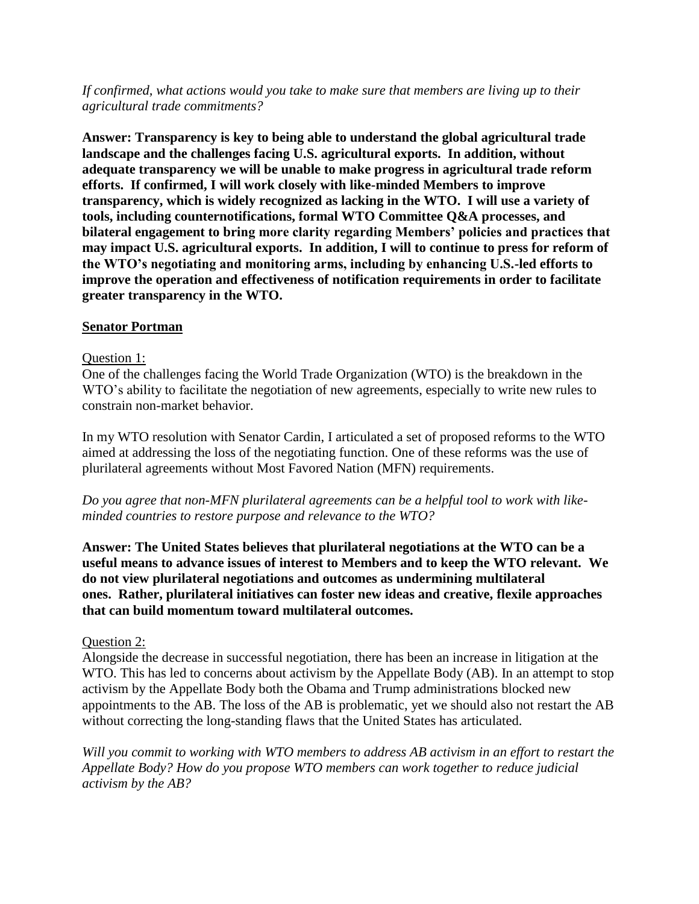*If confirmed, what actions would you take to make sure that members are living up to their agricultural trade commitments?*

**Answer: Transparency is key to being able to understand the global agricultural trade landscape and the challenges facing U.S. agricultural exports. In addition, without adequate transparency we will be unable to make progress in agricultural trade reform efforts. If confirmed, I will work closely with like-minded Members to improve transparency, which is widely recognized as lacking in the WTO. I will use a variety of tools, including counternotifications, formal WTO Committee Q&A processes, and bilateral engagement to bring more clarity regarding Members' policies and practices that may impact U.S. agricultural exports. In addition, I will to continue to press for reform of the WTO's negotiating and monitoring arms, including by enhancing U.S.-led efforts to improve the operation and effectiveness of notification requirements in order to facilitate greater transparency in the WTO.**

**Senator Portman**

Question 1:

One of the challenges facing the World Trade Organization (WTO) is the breakdown in the WTO's ability to facilitate the negotiation of new agreements, especially to write new rules to constrain non-market behavior.

In my WTO resolution with Senator Cardin, I articulated a set of proposed reforms to the WTO aimed at addressing the loss of the negotiating function. One of these reforms was the use of plurilateral agreements without Most Favored Nation (MFN) requirements.

*Do you agree that non-MFN plurilateral agreements can be a helpful tool to work with like-minded countries to restore purpose and relevance to the WTO?*

**Answer: The United States believes that plurilateral negotiations at the WTO can be a useful means to advance issues of interest to Members and to keep the WTO relevant. We do not view plurilateral negotiations and outcomes as undermining multilateral ones. Rather, plurilateral initiatives can foster new ideas and creative, flexile approaches that can build momentum toward multilateral outcomes.**

Question 2:

Alongside the decrease in successful negotiation, there has been an increase in litigation at the WTO. This has led to concerns about activism by the Appellate Body (AB). In an attempt to stop activism by the Appellate Body both the Obama and Trump administrations blocked new appointments to the AB. The loss of the AB is problematic, yet we should also not restart the AB without correcting the long-standing flaws that the United States has articulated.

*Will you commit to working with WTO members to address AB activism in an effort to restart the Appellate Body? How do you propose WTO members can work together to reduce judicial activism by the AB?*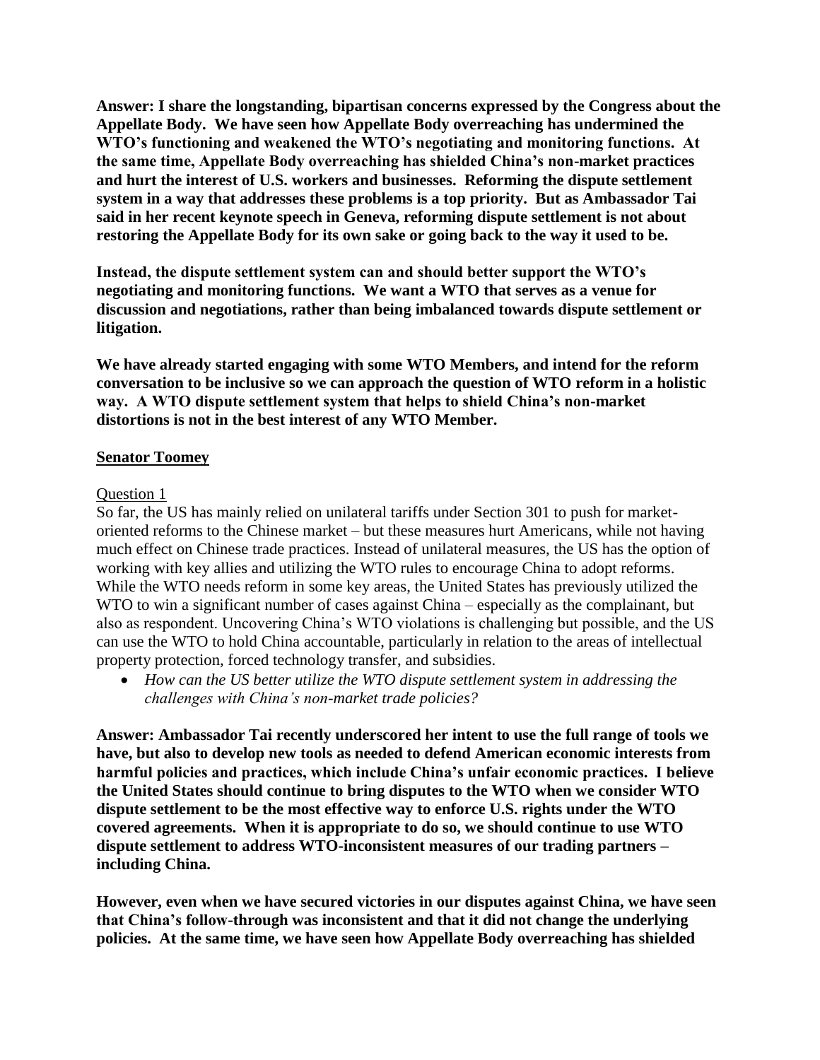**Answer: I share the longstanding, bipartisan concerns expressed by the Congress about the Appellate Body. We have seen how Appellate Body overreaching has undermined the WTO's functioning and weakened the WTO's negotiating and monitoring functions. At the same time, Appellate Body overreaching has shielded China's non-market practices and hurt the interest of U.S. workers and businesses. Reforming the dispute settlement system in a way that addresses these problems is a top priority. But as Ambassador Tai said in her recent keynote speech in Geneva, reforming dispute settlement is not about restoring the Appellate Body for its own sake or going back to the way it used to be.**

**Instead, the dispute settlement system can and should better support the WTO's negotiating and monitoring functions. We want a WTO that serves as a venue for discussion and negotiations, rather than being imbalanced towards dispute settlement or litigation.**

**We have already started engaging with some WTO Members, and intend for the reform conversation to be inclusive so we can approach the question of WTO reform in a holistic way. A WTO dispute settlement system that helps to shield China's non-market distortions is not in the best interest of any WTO Member.**

## Senator Toomey

### Question 1

So far, the US has mainly relied on unilateral tariffs under Section 301 to push for market-oriented reforms to the Chinese market – but these measures hurt Americans, while not having much effect on Chinese trade practices. Instead of unilateral measures, the US has the option of working with key allies and utilizing the WTO rules to encourage China to adopt reforms. While the WTO needs reform in some key areas, the United States has previously utilized the WTO to win a significant number of cases against China – especially as the complainant, but also as respondent. Uncovering China's WTO violations is challenging but possible, and the US can use the WTO to hold China accountable, particularly in relation to the areas of intellectual property protection, forced technology transfer, and subsidies.

- *How can the US better utilize the WTO dispute settlement system in addressing the challenges with China's non-market trade policies?*

**Answer: Ambassador Tai recently underscored her intent to use the full range of tools we have, but also to develop new tools as needed to defend American economic interests from harmful policies and practices, which include China's unfair economic practices. I believe the United States should continue to bring disputes to the WTO when we consider WTO dispute settlement to be the most effective way to enforce U.S. rights under the WTO covered agreements. When it is appropriate to do so, we should continue to use WTO dispute settlement to address WTO-inconsistent measures of our trading partners – including China.**

**However, even when we have secured victories in our disputes against China, we have seen that China's follow-through was inconsistent and that it did not change the underlying policies. At the same time, we have seen how Appellate Body overreaching has shielded**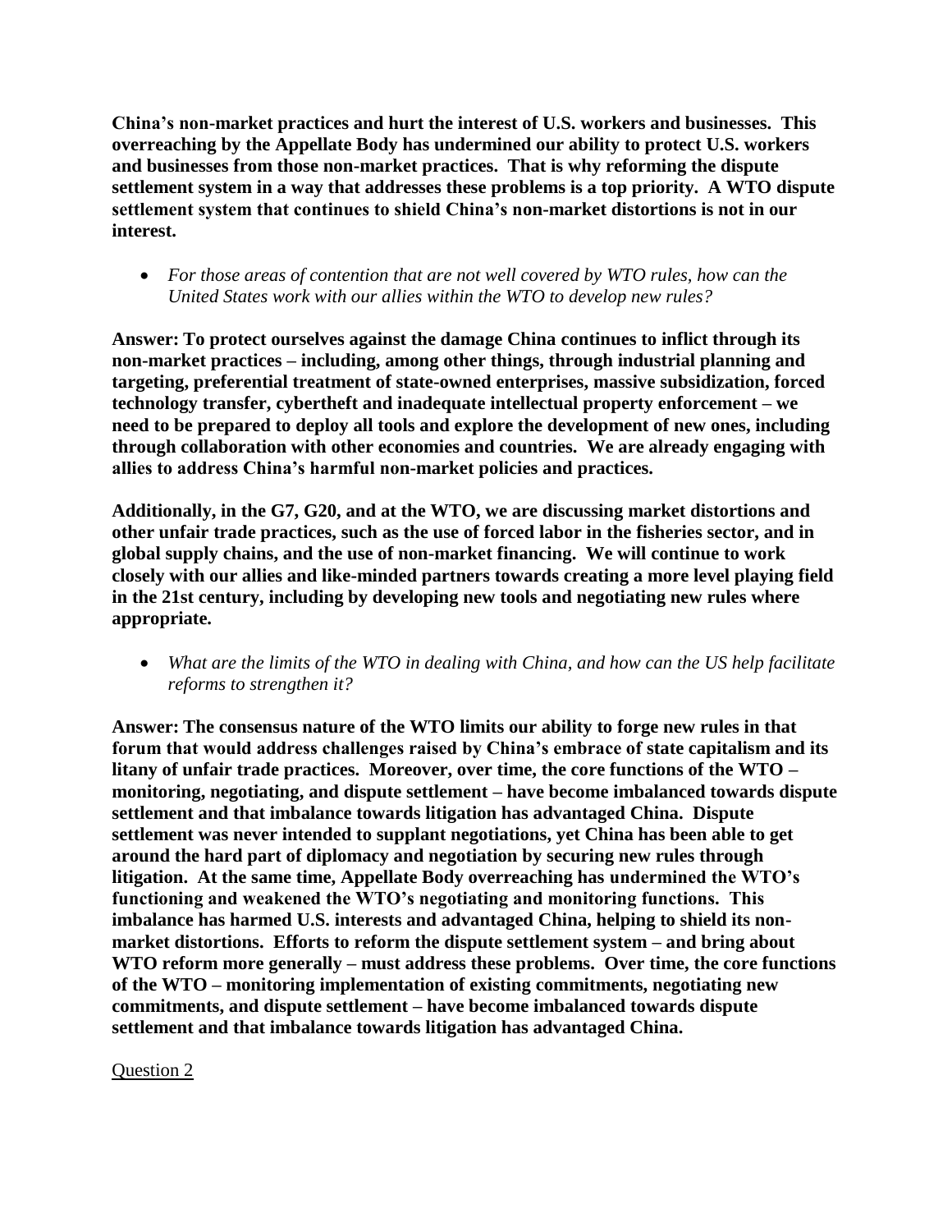**China's non-market practices and hurt the interest of U.S. workers and businesses. This overreaching by the Appellate Body has undermined our ability to protect U.S. workers and businesses from those non-market practices. That is why reforming the dispute settlement system in a way that addresses these problems is a top priority. A WTO dispute settlement system that continues to shield China's non-market distortions is not in our interest.**

- *For those areas of contention that are not well covered by WTO rules, how can the United States work with our allies within the WTO to develop new rules?*

**Answer: To protect ourselves against the damage China continues to inflict through its non-market practices – including, among other things, through industrial planning and targeting, preferential treatment of state-owned enterprises, massive subsidization, forced technology transfer, cybertheft and inadequate intellectual property enforcement – we need to be prepared to deploy all tools and explore the development of new ones, including through collaboration with other economies and countries. We are already engaging with allies to address China's harmful non-market policies and practices.**

**Additionally, in the G7, G20, and at the WTO, we are discussing market distortions and other unfair trade practices, such as the use of forced labor in the fisheries sector, and in global supply chains, and the use of non-market financing. We will continue to work closely with our allies and like-minded partners towards creating a more level playing field in the 21st century, including by developing new tools and negotiating new rules where appropriate.**

- *What are the limits of the WTO in dealing with China, and how can the US help facilitate reforms to strengthen it?*

**Answer: The consensus nature of the WTO limits our ability to forge new rules in that forum that would address challenges raised by China's embrace of state capitalism and its litany of unfair trade practices. Moreover, over time, the core functions of the WTO – monitoring, negotiating, and dispute settlement – have become imbalanced towards dispute settlement and that imbalance towards litigation has advantaged China. Dispute settlement was never intended to supplant negotiations, yet China has been able to get around the hard part of diplomacy and negotiation by securing new rules through litigation. At the same time, Appellate Body overreaching has undermined the WTO's functioning and weakened the WTO's negotiating and monitoring functions. This imbalance has harmed U.S. interests and advantaged China, helping to shield its non-market distortions. Efforts to reform the dispute settlement system – and bring about WTO reform more generally – must address these problems. Over time, the core functions of the WTO – monitoring implementation of existing commitments, negotiating new commitments, and dispute settlement – have become imbalanced towards dispute settlement and that imbalance towards litigation has advantaged China.**

Question 2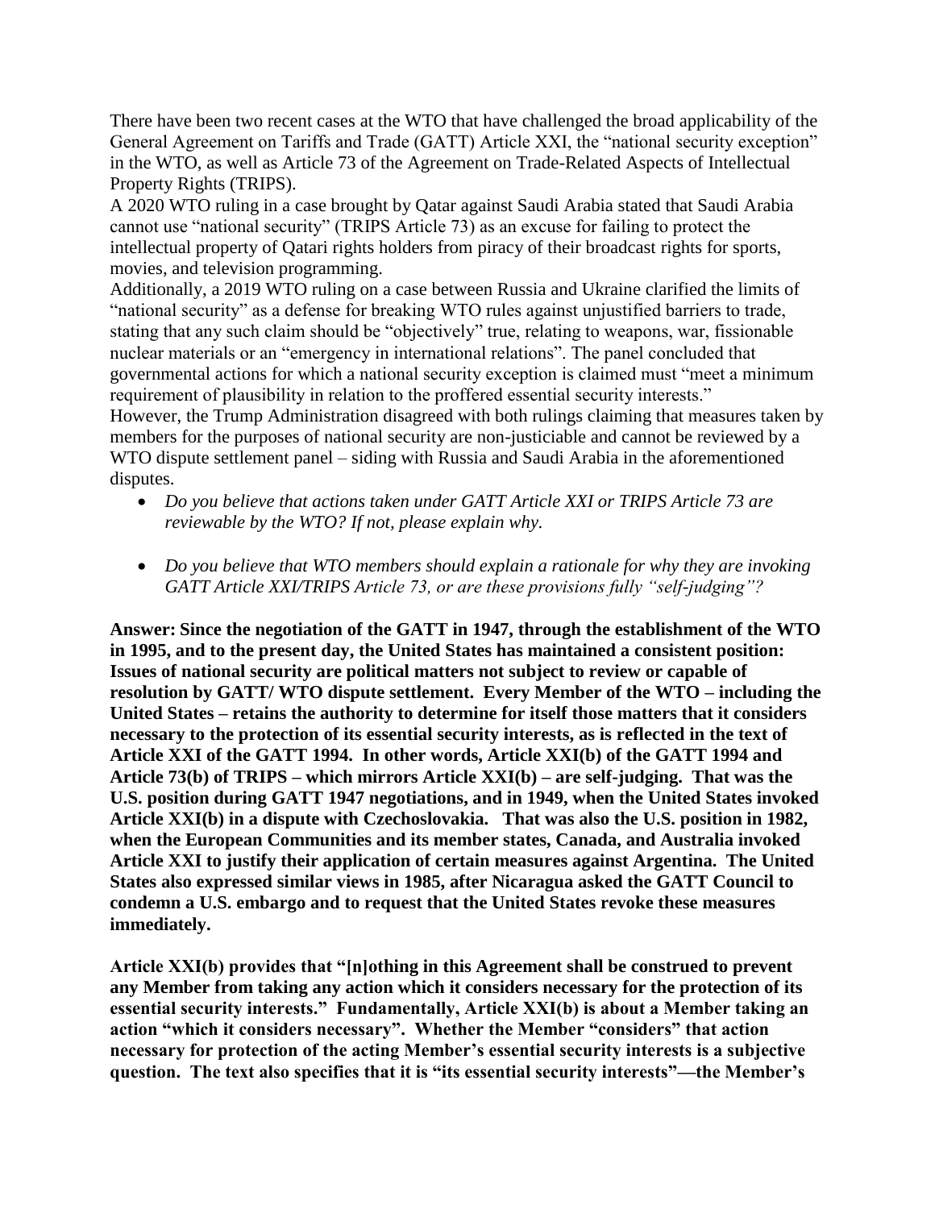There have been two recent cases at the WTO that have challenged the broad applicability of the General Agreement on Tariffs and Trade (GATT) Article XXI, the "national security exception" in the WTO, as well as Article 73 of the Agreement on Trade-Related Aspects of Intellectual Property Rights (TRIPS).

A 2020 WTO ruling in a case brought by Qatar against Saudi Arabia stated that Saudi Arabia cannot use "national security" (TRIPS Article 73) as an excuse for failing to protect the intellectual property of Qatari rights holders from piracy of their broadcast rights for sports, movies, and television programming.

Additionally, a 2019 WTO ruling on a case between Russia and Ukraine clarified the limits of "national security" as a defense for breaking WTO rules against unjustified barriers to trade, stating that any such claim should be "objectively" true, relating to weapons, war, fissionable nuclear materials or an "emergency in international relations". The panel concluded that governmental actions for which a national security exception is claimed must "meet a minimum requirement of plausibility in relation to the proffered essential security interests."

However, the Trump Administration disagreed with both rulings claiming that measures taken by members for the purposes of national security are non-justiciable and cannot be reviewed by a WTO dispute settlement panel – siding with Russia and Saudi Arabia in the aforementioned disputes.

- *Do you believe that actions taken under GATT Article XXI or TRIPS Article 73 are reviewable by the WTO? If not, please explain why.*
- *Do you believe that WTO members should explain a rationale for why they are invoking GATT Article XXI/TRIPS Article 73, or are these provisions fully "self-judging"?*

**Answer: Since the negotiation of the GATT in 1947, through the establishment of the WTO in 1995, and to the present day, the United States has maintained a consistent position: Issues of national security are political matters not subject to review or capable of resolution by GATT/ WTO dispute settlement. Every Member of the WTO – including the United States – retains the authority to determine for itself those matters that it considers necessary to the protection of its essential security interests, as is reflected in the text of Article XXI of the GATT 1994. In other words, Article XXI(b) of the GATT 1994 and Article 73(b) of TRIPS – which mirrors Article XXI(b) – are self-judging. That was the U.S. position during GATT 1947 negotiations, and in 1949, when the United States invoked Article XXI(b) in a dispute with Czechoslovakia. That was also the U.S. position in 1982, when the European Communities and its member states, Canada, and Australia invoked Article XXI to justify their application of certain measures against Argentina. The United States also expressed similar views in 1985, after Nicaragua asked the GATT Council to condemn a U.S. embargo and to request that the United States revoke these measures immediately.**

**Article XXI(b) provides that "[n]othing in this Agreement shall be construed to prevent any Member from taking any action which it considers necessary for the protection of its essential security interests." Fundamentally, Article XXI(b) is about a Member taking an action "which it considers necessary". Whether the Member "considers" that action necessary for protection of the acting Member's essential security interests is a subjective question. The text also specifies that it is "its essential security interests"—the Member's**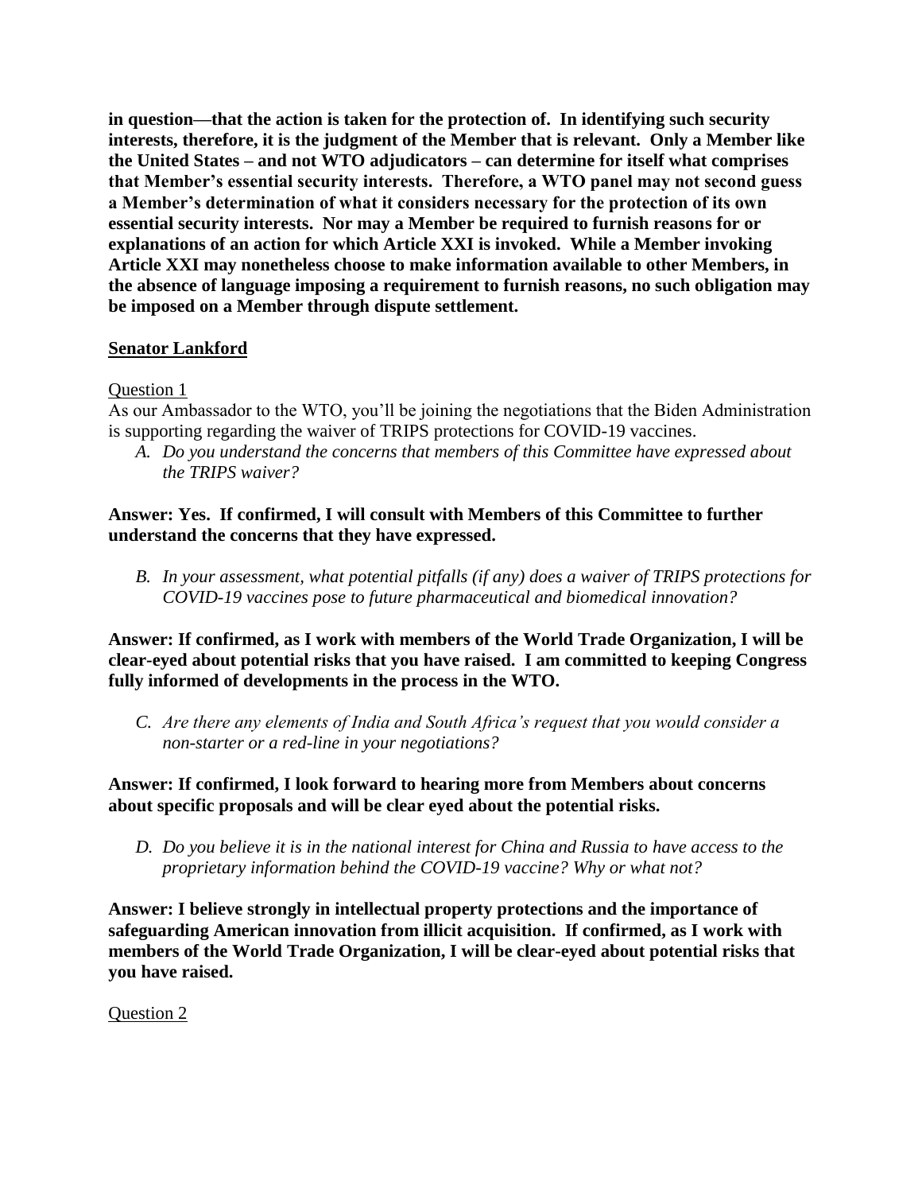**in question—that the action is taken for the protection of. In identifying such security interests, therefore, it is the judgment of the Member that is relevant. Only a Member like the United States – and not WTO adjudicators – can determine for itself what comprises that Member's essential security interests. Therefore, a WTO panel may not second guess a Member's determination of what it considers necessary for the protection of its own essential security interests. Nor may a Member be required to furnish reasons for or explanations of an action for which Article XXI is invoked. While a Member invoking Article XXI may nonetheless choose to make information available to other Members, in the absence of language imposing a requirement to furnish reasons, no such obligation may be imposed on a Member through dispute settlement.**

**Senator Lankford**

Question 1

As our Ambassador to the WTO, you'll be joining the negotiations that the Biden Administration is supporting regarding the waiver of TRIPS protections for COVID-19 vaccines.

*A. Do you understand the concerns that members of this Committee have expressed about the TRIPS waiver?*

**Answer: Yes. If confirmed, I will consult with Members of this Committee to further understand the concerns that they have expressed.**

*B. In your assessment, what potential pitfalls (if any) does a waiver of TRIPS protections for COVID-19 vaccines pose to future pharmaceutical and biomedical innovation?*

**Answer: If confirmed, as I work with members of the World Trade Organization, I will be clear-eyed about potential risks that you have raised. I am committed to keeping Congress fully informed of developments in the process in the WTO.**

*C. Are there any elements of India and South Africa's request that you would consider a non-starter or a red-line in your negotiations?*

**Answer: If confirmed, I look forward to hearing more from Members about concerns about specific proposals and will be clear eyed about the potential risks.**

*D. Do you believe it is in the national interest for China and Russia to have access to the proprietary information behind the COVID-19 vaccine? Why or what not?*

**Answer: I believe strongly in intellectual property protections and the importance of safeguarding American innovation from illicit acquisition. If confirmed, as I work with members of the World Trade Organization, I will be clear-eyed about potential risks that you have raised.**

Question 2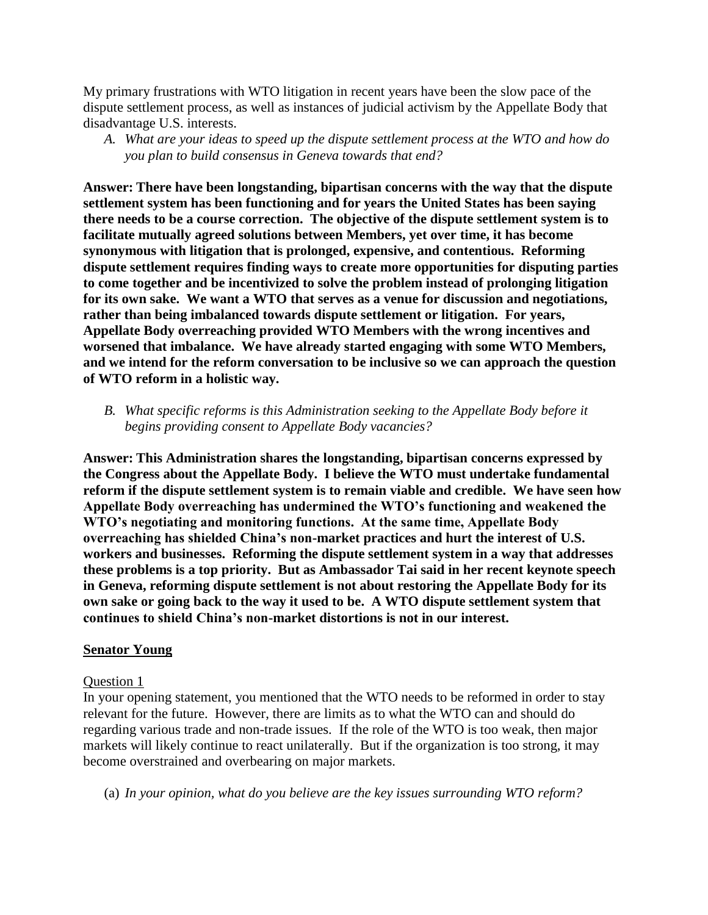My primary frustrations with WTO litigation in recent years have been the slow pace of the dispute settlement process, as well as instances of judicial activism by the Appellate Body that disadvantage U.S. interests.

A. *What are your ideas to speed up the dispute settlement process at the WTO and how do you plan to build consensus in Geneva towards that end?*

**Answer: There have been longstanding, bipartisan concerns with the way that the dispute settlement system has been functioning and for years the United States has been saying there needs to be a course correction. The objective of the dispute settlement system is to facilitate mutually agreed solutions between Members, yet over time, it has become synonymous with litigation that is prolonged, expensive, and contentious. Reforming dispute settlement requires finding ways to create more opportunities for disputing parties to come together and be incentivized to solve the problem instead of prolonging litigation for its own sake. We want a WTO that serves as a venue for discussion and negotiations, rather than being imbalanced towards dispute settlement or litigation. For years, Appellate Body overreaching provided WTO Members with the wrong incentives and worsened that imbalance. We have already started engaging with some WTO Members, and we intend for the reform conversation to be inclusive so we can approach the question of WTO reform in a holistic way.**

B. *What specific reforms is this Administration seeking to the Appellate Body before it begins providing consent to Appellate Body vacancies?*

**Answer: This Administration shares the longstanding, bipartisan concerns expressed by the Congress about the Appellate Body. I believe the WTO must undertake fundamental reform if the dispute settlement system is to remain viable and credible. We have seen how Appellate Body overreaching has undermined the WTO's functioning and weakened the WTO's negotiating and monitoring functions. At the same time, Appellate Body overreaching has shielded China's non-market practices and hurt the interest of U.S. workers and businesses. Reforming the dispute settlement system in a way that addresses these problems is a top priority. But as Ambassador Tai said in her recent keynote speech in Geneva, reforming dispute settlement is not about restoring the Appellate Body for its own sake or going back to the way it used to be. A WTO dispute settlement system that continues to shield China's non-market distortions is not in our interest.**

**<u>Senator Young</u>**

<u>Question 1</u>

In your opening statement, you mentioned that the WTO needs to be reformed in order to stay relevant for the future. However, there are limits as to what the WTO can and should do regarding various trade and non-trade issues. If the role of the WTO is too weak, then major markets will likely continue to react unilaterally. But if the organization is too strong, it may become overstrained and overbearing on major markets.

(a) *In your opinion, what do you believe are the key issues surrounding WTO reform?*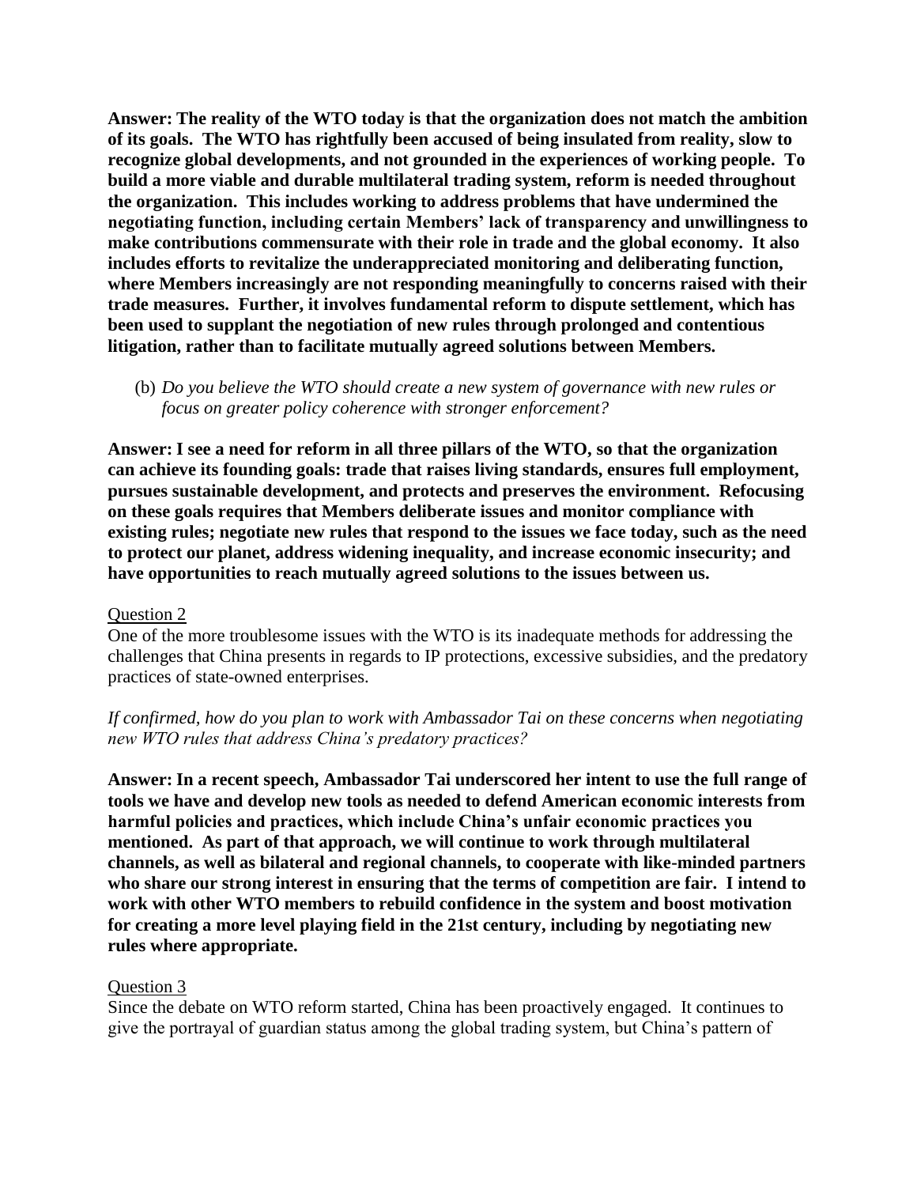**Answer: The reality of the WTO today is that the organization does not match the ambition of its goals. The WTO has rightfully been accused of being insulated from reality, slow to recognize global developments, and not grounded in the experiences of working people. To build a more viable and durable multilateral trading system, reform is needed throughout the organization. This includes working to address problems that have undermined the negotiating function, including certain Members' lack of transparency and unwillingness to make contributions commensurate with their role in trade and the global economy. It also includes efforts to revitalize the underappreciated monitoring and deliberating function, where Members increasingly are not responding meaningfully to concerns raised with their trade measures. Further, it involves fundamental reform to dispute settlement, which has been used to supplant the negotiation of new rules through prolonged and contentious litigation, rather than to facilitate mutually agreed solutions between Members.**

(b) *Do you believe the WTO should create a new system of governance with new rules or focus on greater policy coherence with stronger enforcement?*

**Answer: I see a need for reform in all three pillars of the WTO, so that the organization can achieve its founding goals: trade that raises living standards, ensures full employment, pursues sustainable development, and protects and preserves the environment. Refocusing on these goals requires that Members deliberate issues and monitor compliance with existing rules; negotiate new rules that respond to the issues we face today, such as the need to protect our planet, address widening inequality, and increase economic insecurity; and have opportunities to reach mutually agreed solutions to the issues between us.**

Question 2

One of the more troublesome issues with the WTO is its inadequate methods for addressing the challenges that China presents in regards to IP protections, excessive subsidies, and the predatory practices of state-owned enterprises.

*If confirmed, how do you plan to work with Ambassador Tai on these concerns when negotiating new WTO rules that address China's predatory practices?*

**Answer: In a recent speech, Ambassador Tai underscored her intent to use the full range of tools we have and develop new tools as needed to defend American economic interests from harmful policies and practices, which include China's unfair economic practices you mentioned. As part of that approach, we will continue to work through multilateral channels, as well as bilateral and regional channels, to cooperate with like-minded partners who share our strong interest in ensuring that the terms of competition are fair. I intend to work with other WTO members to rebuild confidence in the system and boost motivation for creating a more level playing field in the 21st century, including by negotiating new rules where appropriate.**

Question 3

Since the debate on WTO reform started, China has been proactively engaged. It continues to give the portrayal of guardian status among the global trading system, but China's pattern of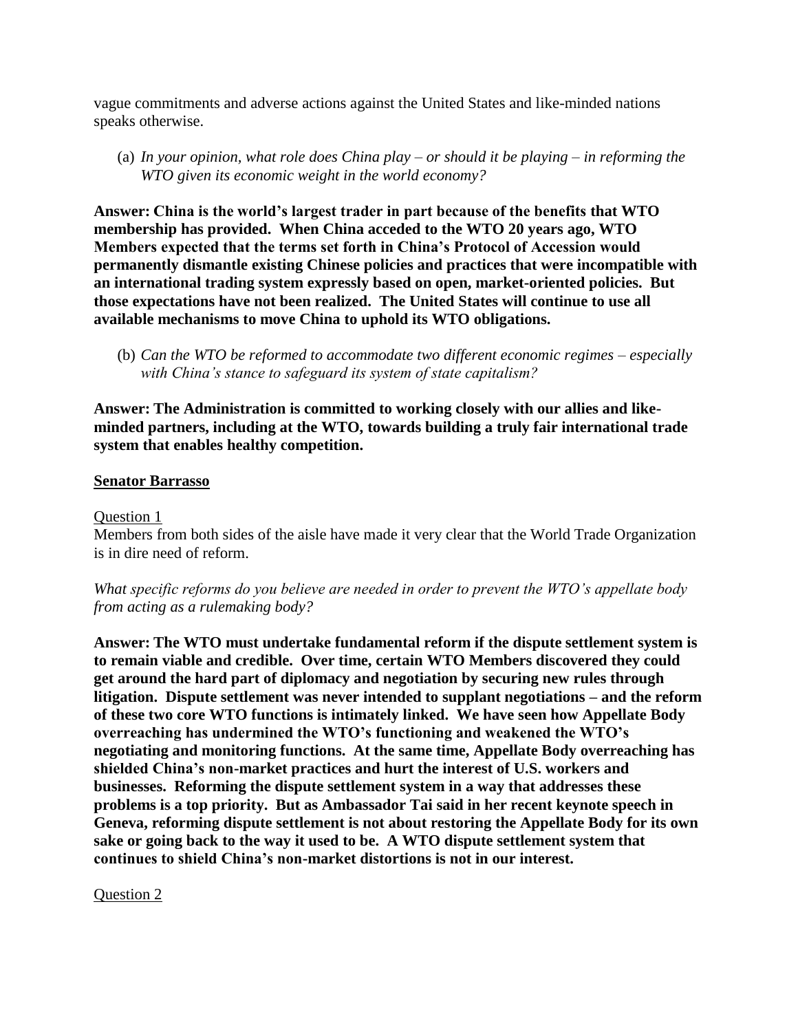vague commitments and adverse actions against the United States and like-minded nations speaks otherwise.

(a) *In your opinion, what role does China play – or should it be playing – in reforming the WTO given its economic weight in the world economy?*

**Answer: China is the world's largest trader in part because of the benefits that WTO membership has provided. When China acceded to the WTO 20 years ago, WTO Members expected that the terms set forth in China's Protocol of Accession would permanently dismantle existing Chinese policies and practices that were incompatible with an international trading system expressly based on open, market-oriented policies. But those expectations have not been realized. The United States will continue to use all available mechanisms to move China to uphold its WTO obligations.**

(b) *Can the WTO be reformed to accommodate two different economic regimes – especially with China's stance to safeguard its system of state capitalism?*

**Answer: The Administration is committed to working closely with our allies and like-minded partners, including at the WTO, towards building a truly fair international trade system that enables healthy competition.**

**Senator Barrasso**

Question 1

Members from both sides of the aisle have made it very clear that the World Trade Organization is in dire need of reform.

*What specific reforms do you believe are needed in order to prevent the WTO's appellate body from acting as a rulemaking body?*

**Answer: The WTO must undertake fundamental reform if the dispute settlement system is to remain viable and credible. Over time, certain WTO Members discovered they could get around the hard part of diplomacy and negotiation by securing new rules through litigation. Dispute settlement was never intended to supplant negotiations – and the reform of these two core WTO functions is intimately linked. We have seen how Appellate Body overreaching has undermined the WTO's functioning and weakened the WTO's negotiating and monitoring functions. At the same time, Appellate Body overreaching has shielded China's non-market practices and hurt the interest of U.S. workers and businesses. Reforming the dispute settlement system in a way that addresses these problems is a top priority. But as Ambassador Tai said in her recent keynote speech in Geneva, reforming dispute settlement is not about restoring the Appellate Body for its own sake or going back to the way it used to be. A WTO dispute settlement system that continues to shield China's non-market distortions is not in our interest.**

Question 2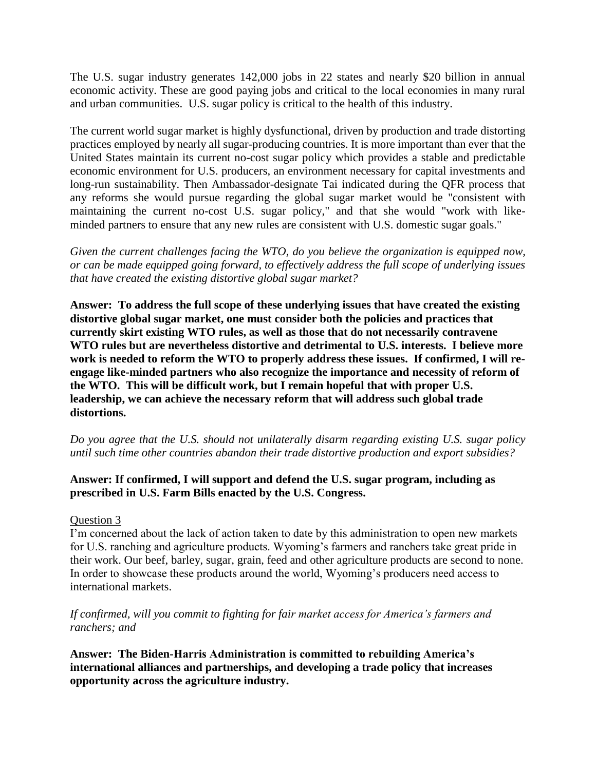The U.S. sugar industry generates 142,000 jobs in 22 states and nearly $20 billion in annual economic activity. These are good paying jobs and critical to the local economies in many rural and urban communities. U.S. sugar policy is critical to the health of this industry.

The current world sugar market is highly dysfunctional, driven by production and trade distorting practices employed by nearly all sugar-producing countries. It is more important than ever that the United States maintain its current no-cost sugar policy which provides a stable and predictable economic environment for U.S. producers, an environment necessary for capital investments and long-run sustainability. Then Ambassador-designate Tai indicated during the QFR process that any reforms she would pursue regarding the global sugar market would be "consistent with maintaining the current no-cost U.S. sugar policy," and that she would "work with like-minded partners to ensure that any new rules are consistent with U.S. domestic sugar goals."

*Given the current challenges facing the WTO, do you believe the organization is equipped now, or can be made equipped going forward, to effectively address the full scope of underlying issues that have created the existing distortive global sugar market?*

**Answer: To address the full scope of these underlying issues that have created the existing distortive global sugar market, one must consider both the policies and practices that currently skirt existing WTO rules, as well as those that do not necessarily contravene WTO rules but are nevertheless distortive and detrimental to U.S. interests. I believe more work is needed to reform the WTO to properly address these issues. If confirmed, I will re-engage like-minded partners who also recognize the importance and necessity of reform of the WTO. This will be difficult work, but I remain hopeful that with proper U.S. leadership, we can achieve the necessary reform that will address such global trade distortions.**

*Do you agree that the U.S. should not unilaterally disarm regarding existing U.S. sugar policy until such time other countries abandon their trade distortive production and export subsidies?*

**Answer: If confirmed, I will support and defend the U.S. sugar program, including as prescribed in U.S. Farm Bills enacted by the U.S. Congress.**

Question 3

I'm concerned about the lack of action taken to date by this administration to open new markets for U.S. ranching and agriculture products. Wyoming's farmers and ranchers take great pride in their work. Our beef, barley, sugar, grain, feed and other agriculture products are second to none. In order to showcase these products around the world, Wyoming's producers need access to international markets.

*If confirmed, will you commit to fighting for fair market access for America's farmers and ranchers; and*

**Answer: The Biden-Harris Administration is committed to rebuilding America's international alliances and partnerships, and developing a trade policy that increases opportunity across the agriculture industry.**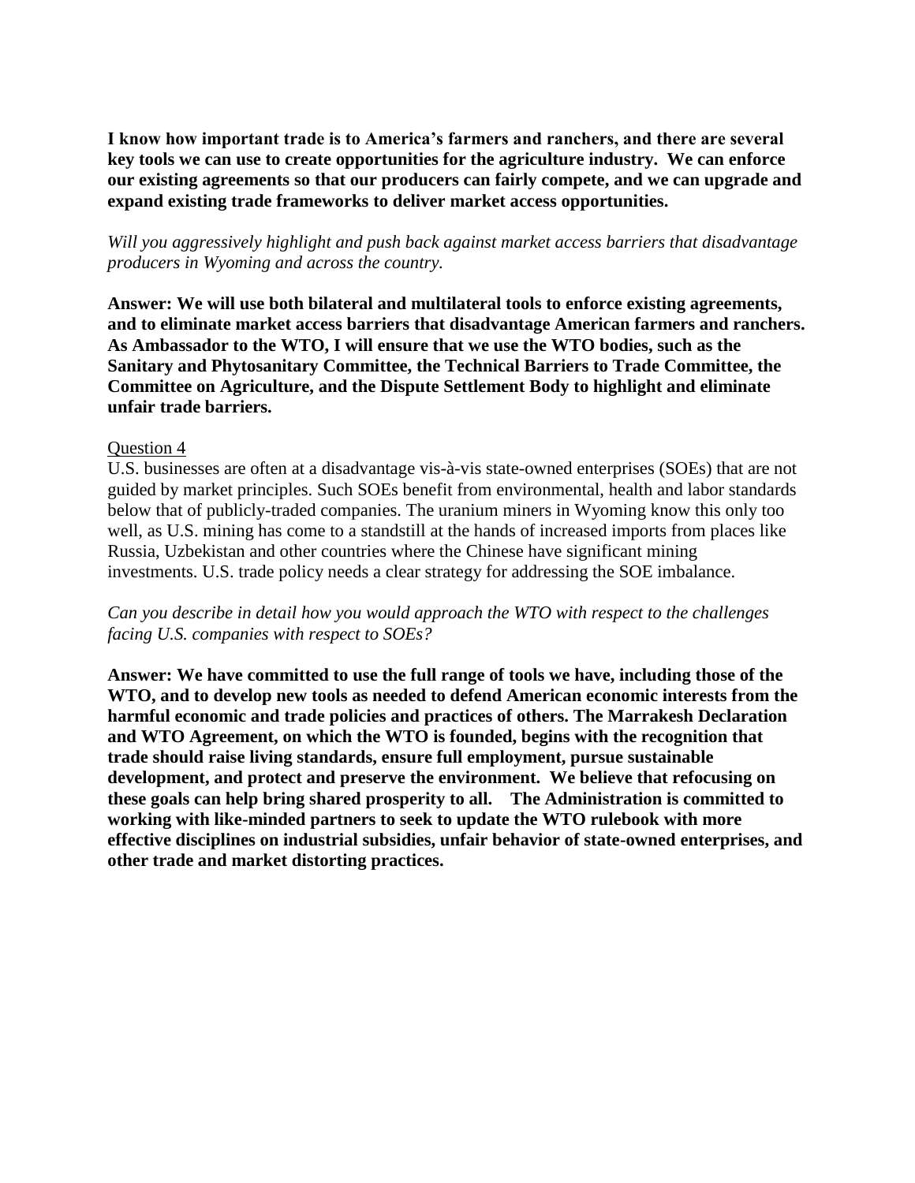**I know how important trade is to America's farmers and ranchers, and there are several key tools we can use to create opportunities for the agriculture industry. We can enforce our existing agreements so that our producers can fairly compete, and we can upgrade and expand existing trade frameworks to deliver market access opportunities.**

*Will you aggressively highlight and push back against market access barriers that disadvantage producers in Wyoming and across the country.*

**Answer: We will use both bilateral and multilateral tools to enforce existing agreements, and to eliminate market access barriers that disadvantage American farmers and ranchers. As Ambassador to the WTO, I will ensure that we use the WTO bodies, such as the Sanitary and Phytosanitary Committee, the Technical Barriers to Trade Committee, the Committee on Agriculture, and the Dispute Settlement Body to highlight and eliminate unfair trade barriers.**

<u>Question 4</u>

U.S. businesses are often at a disadvantage vis-à-vis state-owned enterprises (SOEs) that are not guided by market principles. Such SOEs benefit from environmental, health and labor standards below that of publicly-traded companies. The uranium miners in Wyoming know this only too well, as U.S. mining has come to a standstill at the hands of increased imports from places like Russia, Uzbekistan and other countries where the Chinese have significant mining investments. U.S. trade policy needs a clear strategy for addressing the SOE imbalance.

*Can you describe in detail how you would approach the WTO with respect to the challenges facing U.S. companies with respect to SOEs?*

**Answer: We have committed to use the full range of tools we have, including those of the WTO, and to develop new tools as needed to defend American economic interests from the harmful economic and trade policies and practices of others. The Marrakesh Declaration and WTO Agreement, on which the WTO is founded, begins with the recognition that trade should raise living standards, ensure full employment, pursue sustainable development, and protect and preserve the environment. We believe that refocusing on these goals can help bring shared prosperity to all. The Administration is committed to working with like-minded partners to seek to update the WTO rulebook with more effective disciplines on industrial subsidies, unfair behavior of state-owned enterprises, and other trade and market distorting practices.**